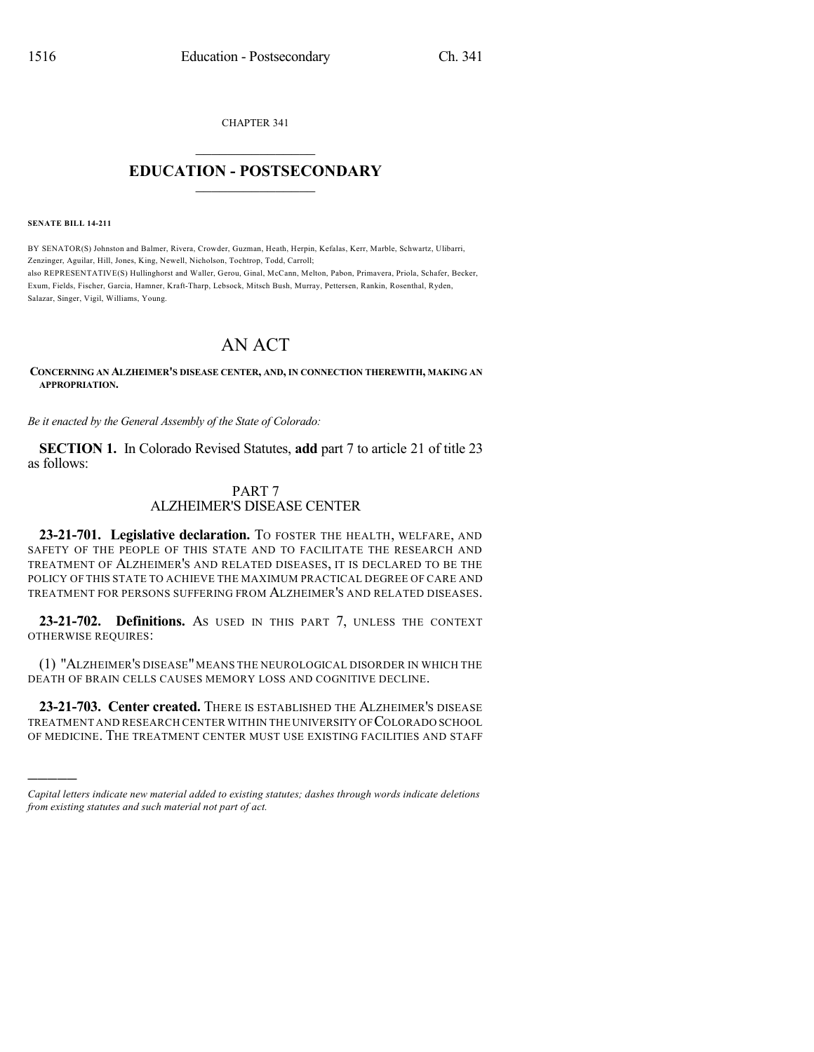CHAPTER 341

# EDUCATION - POSTSECONDARY

**SENATE BILL 14-211**

BY SENATOR(S) Johnston and Balmer, Rivera, Crowder, Guzman, Heath, Herpin, Kefalas, Kerr, Marble, Schwartz, Ulibarri, Zenzinger, Aguilar, Hill, Jones, King, Newell, Nicholson, Tochtrop, Todd, Carroll;
also REPRESENTATIVE(S) Hullinghorst and Waller, Gerou, Ginal, McCann, Melton, Pabon, Primavera, Priola, Schafer, Becker, Exum, Fields, Fischer, Garcia, Hamner, Kraft-Tharp, Lebsock, Mitsch Bush, Murray, Pettersen, Rankin, Rosenthal, Ryden, Salazar, Singer, Vigil, Williams, Young.

# AN ACT

**CONCERNING AN ALZHEIMER'S DISEASE CENTER, AND, IN CONNECTION THEREWITH, MAKING AN APPROPRIATION.**

*Be it enacted by the General Assembly of the State of Colorado:*

**SECTION 1.** In Colorado Revised Statutes, **add** part 7 to article 21 of title 23 as follows:

## PART 7
## ALZHEIMER'S DISEASE CENTER

**23-21-701. Legislative declaration.** TO FOSTER THE HEALTH, WELFARE, AND SAFETY OF THE PEOPLE OF THIS STATE AND TO FACILITATE THE RESEARCH AND TREATMENT OF ALZHEIMER'S AND RELATED DISEASES, IT IS DECLARED TO BE THE POLICY OF THIS STATE TO ACHIEVE THE MAXIMUM PRACTICAL DEGREE OF CARE AND TREATMENT FOR PERSONS SUFFERING FROM ALZHEIMER'S AND RELATED DISEASES.

**23-21-702. Definitions.** AS USED IN THIS PART 7, UNLESS THE CONTEXT OTHERWISE REQUIRES:

(1) "ALZHEIMER'S DISEASE" MEANS THE NEUROLOGICAL DISORDER IN WHICH THE DEATH OF BRAIN CELLS CAUSES MEMORY LOSS AND COGNITIVE DECLINE.

**23-21-703. Center created.** THERE IS ESTABLISHED THE ALZHEIMER'S DISEASE TREATMENT AND RESEARCH CENTER WITHIN THE UNIVERSITY OF COLORADO SCHOOL OF MEDICINE. THE TREATMENT CENTER MUST USE EXISTING FACILITIES AND STAFF

---

*Capital letters indicate new material added to existing statutes; dashes through words indicate deletions from existing statutes and such material not part of act.*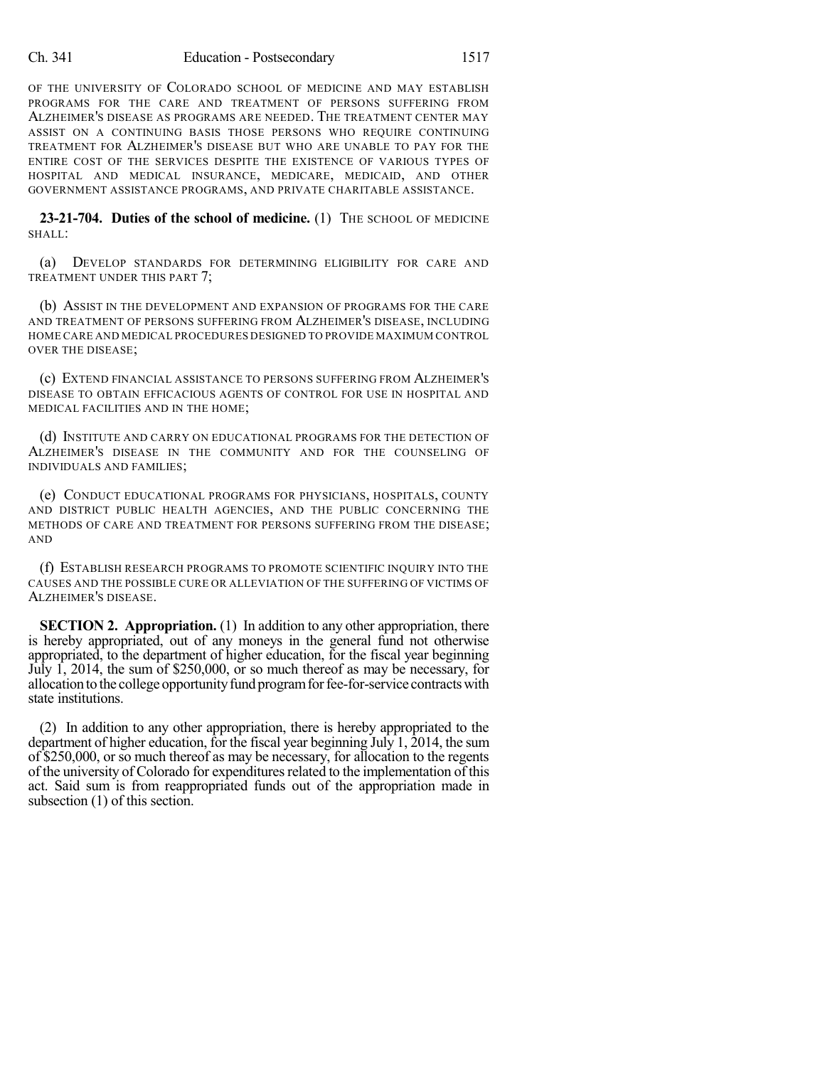OF THE UNIVERSITY OF COLORADO SCHOOL OF MEDICINE AND MAY ESTABLISH PROGRAMS FOR THE CARE AND TREATMENT OF PERSONS SUFFERING FROM ALZHEIMER'S DISEASE AS PROGRAMS ARE NEEDED. THE TREATMENT CENTER MAY ASSIST ON A CONTINUING BASIS THOSE PERSONS WHO REQUIRE CONTINUING TREATMENT FOR ALZHEIMER'S DISEASE BUT WHO ARE UNABLE TO PAY FOR THE ENTIRE COST OF THE SERVICES DESPITE THE EXISTENCE OF VARIOUS TYPES OF HOSPITAL AND MEDICAL INSURANCE, MEDICARE, MEDICAID, AND OTHER GOVERNMENT ASSISTANCE PROGRAMS, AND PRIVATE CHARITABLE ASSISTANCE.

**23-21-704. Duties of the school of medicine.** (1) THE SCHOOL OF MEDICINE SHALL:

(a) DEVELOP STANDARDS FOR DETERMINING ELIGIBILITY FOR CARE AND TREATMENT UNDER THIS PART 7;

(b) ASSIST IN THE DEVELOPMENT AND EXPANSION OF PROGRAMS FOR THE CARE AND TREATMENT OF PERSONS SUFFERING FROM ALZHEIMER'S DISEASE, INCLUDING HOME CARE AND MEDICAL PROCEDURES DESIGNED TO PROVIDE MAXIMUM CONTROL OVER THE DISEASE;

(c) EXTEND FINANCIAL ASSISTANCE TO PERSONS SUFFERING FROM ALZHEIMER'S DISEASE TO OBTAIN EFFICACIOUS AGENTS OF CONTROL FOR USE IN HOSPITAL AND MEDICAL FACILITIES AND IN THE HOME;

(d) INSTITUTE AND CARRY ON EDUCATIONAL PROGRAMS FOR THE DETECTION OF ALZHEIMER'S DISEASE IN THE COMMUNITY AND FOR THE COUNSELING OF INDIVIDUALS AND FAMILIES;

(e) CONDUCT EDUCATIONAL PROGRAMS FOR PHYSICIANS, HOSPITALS, COUNTY AND DISTRICT PUBLIC HEALTH AGENCIES, AND THE PUBLIC CONCERNING THE METHODS OF CARE AND TREATMENT FOR PERSONS SUFFERING FROM THE DISEASE; AND

(f) ESTABLISH RESEARCH PROGRAMS TO PROMOTE SCIENTIFIC INQUIRY INTO THE CAUSES AND THE POSSIBLE CURE OR ALLEVIATION OF THE SUFFERING OF VICTIMS OF ALZHEIMER'S DISEASE.

**SECTION 2. Appropriation.** (1) In addition to any other appropriation, there is hereby appropriated, out of any moneys in the general fund not otherwise appropriated, to the department of higher education, for the fiscal year beginning July 1, 2014, the sum of $250,000, or so much thereof as may be necessary, for allocation to the college opportunity fund program for fee-for-service contracts with state institutions.

(2) In addition to any other appropriation, there is hereby appropriated to the department of higher education, for the fiscal year beginning July 1, 2014, the sum of $250,000, or so much thereof as may be necessary, for allocation to the regents of the university of Colorado for expenditures related to the implementation of this act. Said sum is from reappropriated funds out of the appropriation made in subsection (1) of this section.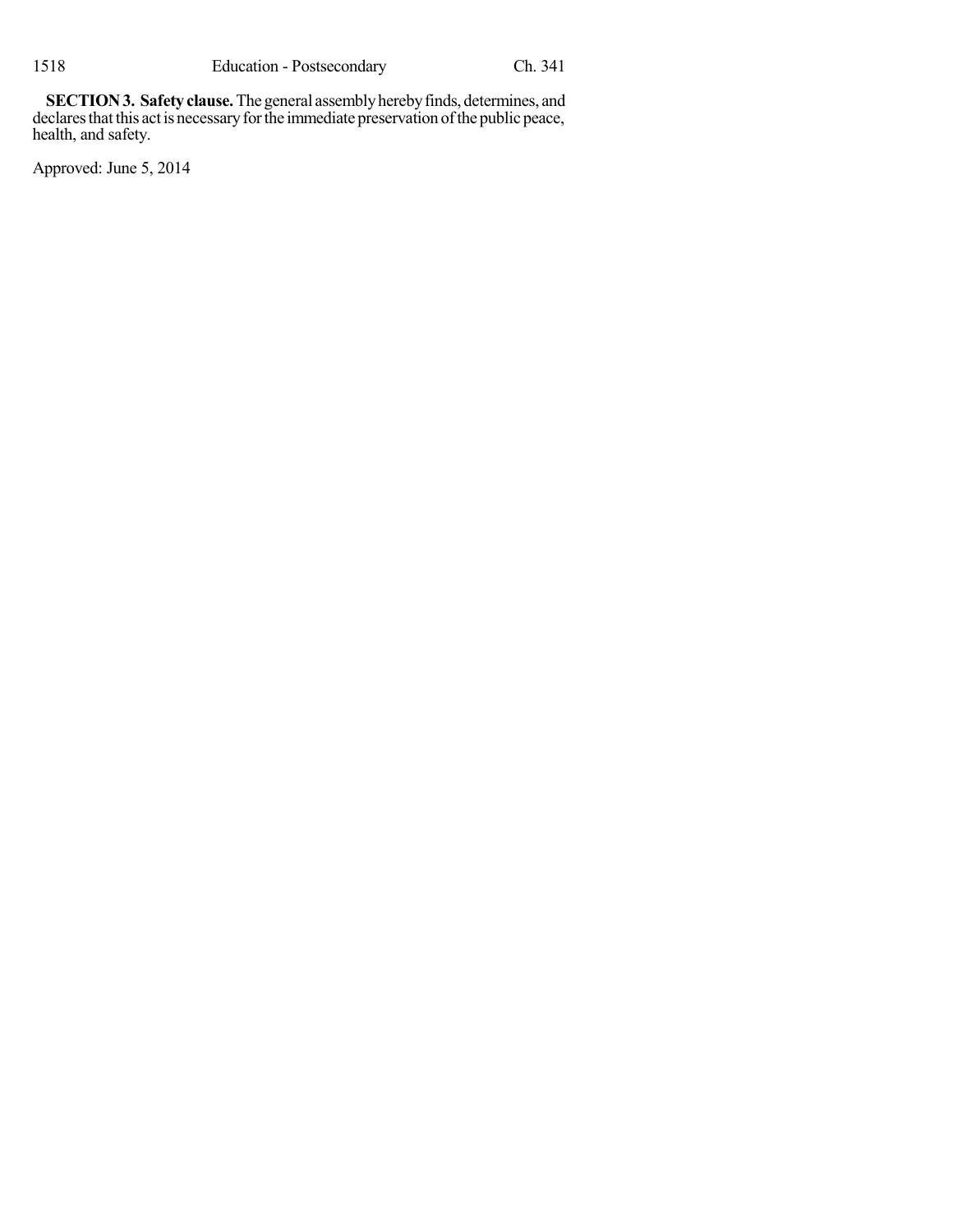**SECTION 3. Safety clause.** The general assembly hereby finds, determines, and declares that this act is necessary for the immediate preservation of the public peace, health, and safety.

Approved: June 5, 2014